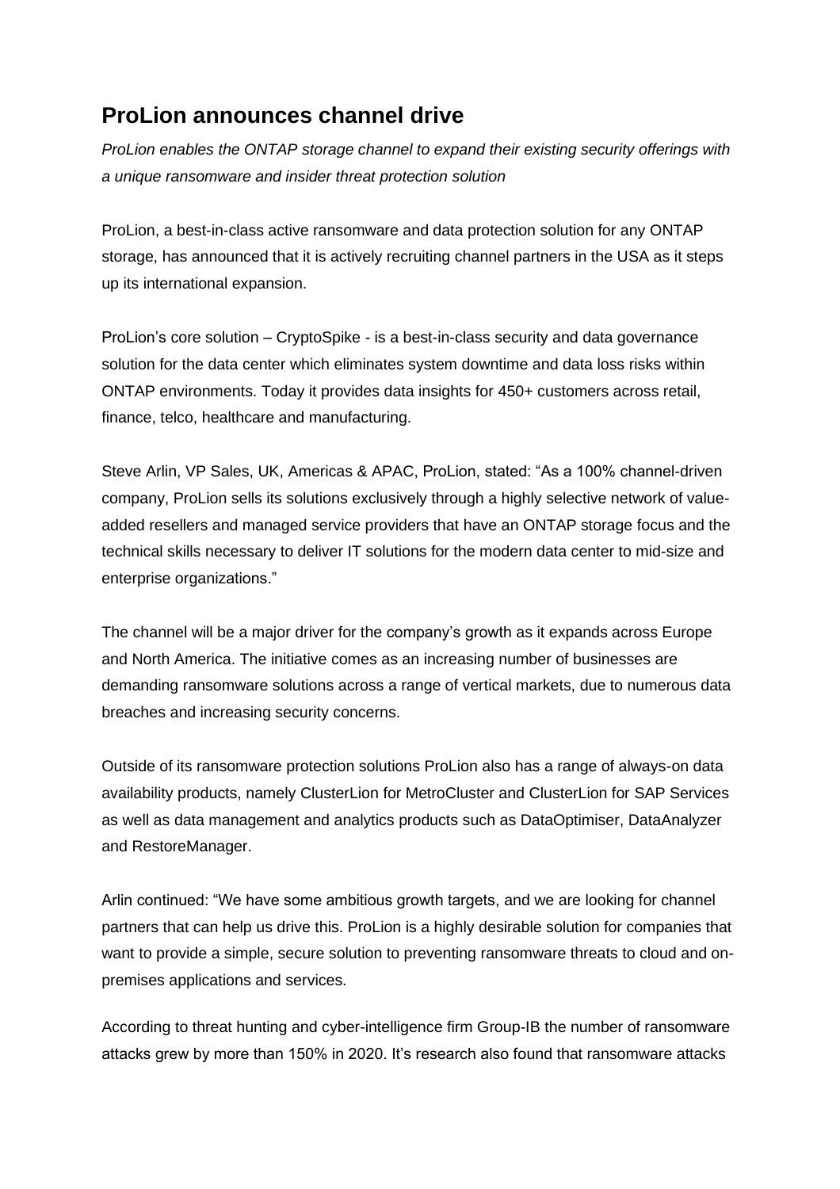# ProLion announces channel drive

*ProLion enables the ONTAP storage channel to expand their existing security offerings with a unique ransomware and insider threat protection solution*

ProLion, a best-in-class active ransomware and data protection solution for any ONTAP storage, has announced that it is actively recruiting channel partners in the USA as it steps up its international expansion.

ProLion's core solution – CryptoSpike - is a best-in-class security and data governance solution for the data center which eliminates system downtime and data loss risks within ONTAP environments. Today it provides data insights for 450+ customers across retail, finance, telco, healthcare and manufacturing.

Steve Arlin, VP Sales, UK, Americas & APAC, ProLion, stated: "As a 100% channel-driven company, ProLion sells its solutions exclusively through a highly selective network of value-added resellers and managed service providers that have an ONTAP storage focus and the technical skills necessary to deliver IT solutions for the modern data center to mid-size and enterprise organizations."

The channel will be a major driver for the company's growth as it expands across Europe and North America. The initiative comes as an increasing number of businesses are demanding ransomware solutions across a range of vertical markets, due to numerous data breaches and increasing security concerns.

Outside of its ransomware protection solutions ProLion also has a range of always-on data availability products, namely ClusterLion for MetroCluster and ClusterLion for SAP Services as well as data management and analytics products such as DataOptimiser, DataAnalyzer and RestoreManager.

Arlin continued: "We have some ambitious growth targets, and we are looking for channel partners that can help us drive this. ProLion is a highly desirable solution for companies that want to provide a simple, secure solution to preventing ransomware threats to cloud and on-premises applications and services.

According to threat hunting and cyber-intelligence firm Group-IB the number of ransomware attacks grew by more than 150% in 2020. It's research also found that ransomware attacks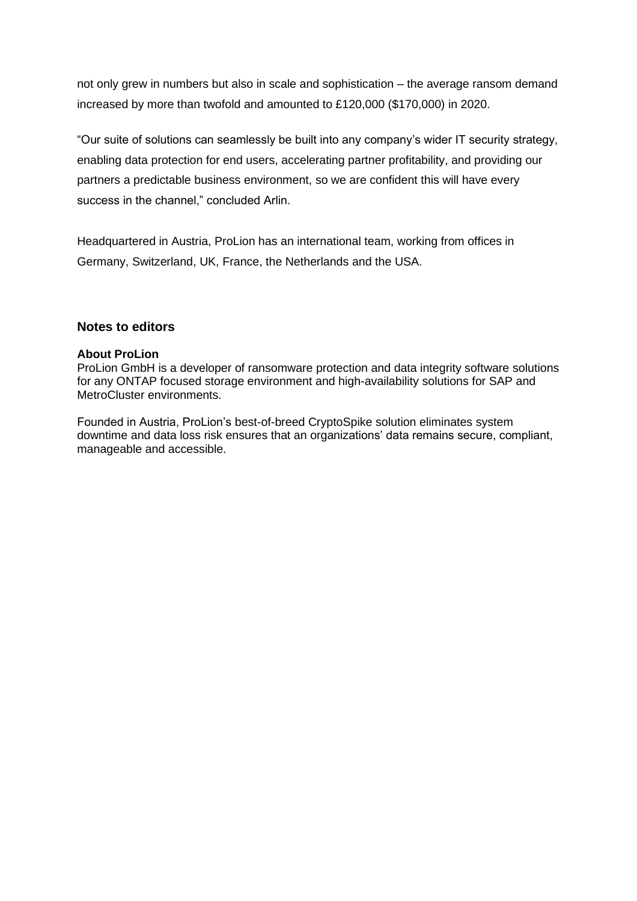not only grew in numbers but also in scale and sophistication – the average ransom demand increased by more than twofold and amounted to £120,000 ($170,000) in 2020.

“Our suite of solutions can seamlessly be built into any company’s wider IT security strategy, enabling data protection for end users, accelerating partner profitability, and providing our partners a predictable business environment, so we are confident this will have every success in the channel,” concluded Arlin.

Headquartered in Austria, ProLion has an international team, working from offices in Germany, Switzerland, UK, France, the Netherlands and the USA.

## Notes to editors

**About ProLion**

ProLion GmbH is a developer of ransomware protection and data integrity software solutions for any ONTAP focused storage environment and high-availability solutions for SAP and MetroCluster environments.

Founded in Austria, ProLion’s best-of-breed CryptoSpike solution eliminates system downtime and data loss risk ensures that an organizations’ data remains secure, compliant, manageable and accessible.